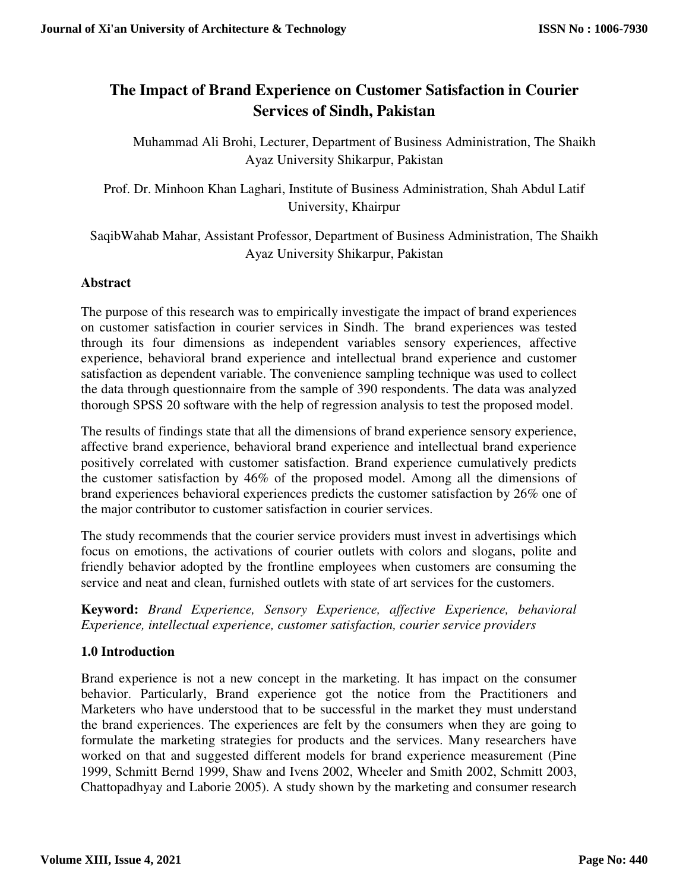# The Impact of Brand Experience on Customer Satisfaction in Courier Services of Sindh, Pakistan

Muhammad Ali Brohi, Lecturer, Department of Business Administration, The Shaikh Ayaz University Shikarpur, Pakistan

Prof. Dr. Minhoon Khan Laghari, Institute of Business Administration, Shah Abdul Latif University, Khairpur

SaqibWahab Mahar, Assistant Professor, Department of Business Administration, The Shaikh Ayaz University Shikarpur, Pakistan

## Abstract

The purpose of this research was to empirically investigate the impact of brand experiences on customer satisfaction in courier services in Sindh. The brand experiences was tested through its four dimensions as independent variables sensory experiences, affective experience, behavioral brand experience and intellectual brand experience and customer satisfaction as dependent variable. The convenience sampling technique was used to collect the data through questionnaire from the sample of 390 respondents. The data was analyzed thorough SPSS 20 software with the help of regression analysis to test the proposed model.

The results of findings state that all the dimensions of brand experience sensory experience, affective brand experience, behavioral brand experience and intellectual brand experience positively correlated with customer satisfaction. Brand experience cumulatively predicts the customer satisfaction by 46% of the proposed model. Among all the dimensions of brand experiences behavioral experiences predicts the customer satisfaction by 26% one of the major contributor to customer satisfaction in courier services.

The study recommends that the courier service providers must invest in advertisings which focus on emotions, the activations of courier outlets with colors and slogans, polite and friendly behavior adopted by the frontline employees when customers are consuming the service and neat and clean, furnished outlets with state of art services for the customers.

**Keyword:** *Brand Experience, Sensory Experience, affective Experience, behavioral Experience, intellectual experience, customer satisfaction, courier service providers*

## 1.0 Introduction

Brand experience is not a new concept in the marketing. It has impact on the consumer behavior. Particularly, Brand experience got the notice from the Practitioners and Marketers who have understood that to be successful in the market they must understand the brand experiences. The experiences are felt by the consumers when they are going to formulate the marketing strategies for products and the services. Many researchers have worked on that and suggested different models for brand experience measurement (Pine 1999, Schmitt Bernd 1999, Shaw and Ivens 2002, Wheeler and Smith 2002, Schmitt 2003, Chattopadhyay and Laborie 2005). A study shown by the marketing and consumer research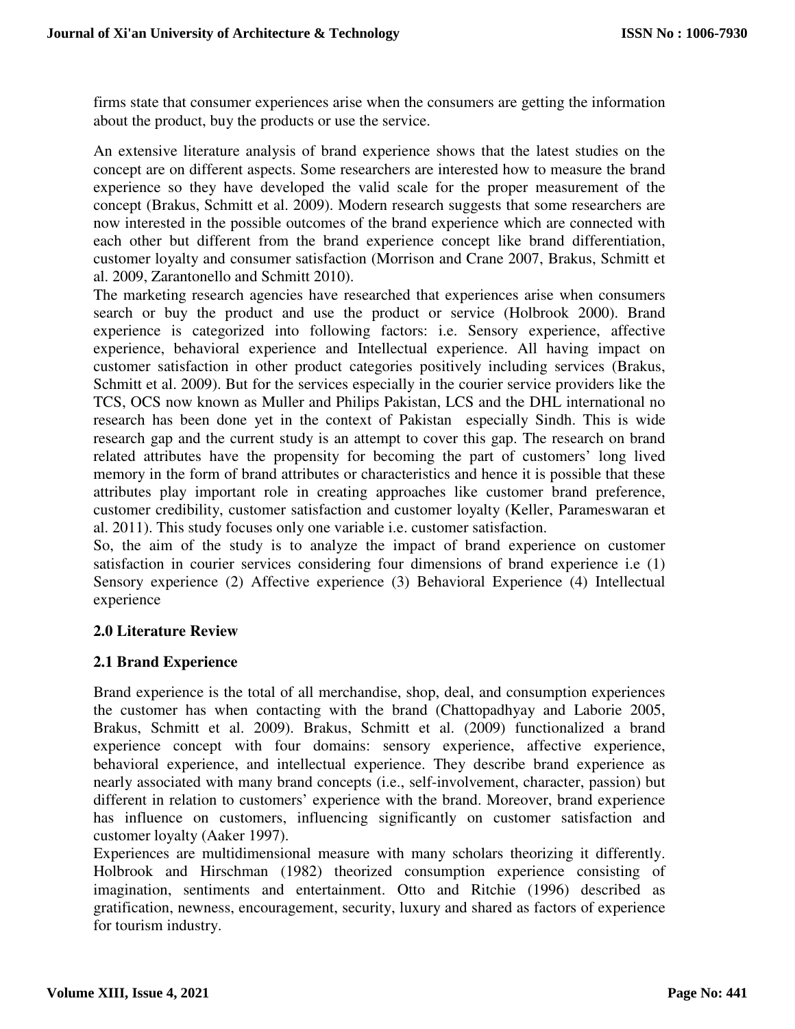firms state that consumer experiences arise when the consumers are getting the information about the product, buy the products or use the service.

An extensive literature analysis of brand experience shows that the latest studies on the concept are on different aspects. Some researchers are interested how to measure the brand experience so they have developed the valid scale for the proper measurement of the concept (Brakus, Schmitt et al. 2009). Modern research suggests that some researchers are now interested in the possible outcomes of the brand experience which are connected with each other but different from the brand experience concept like brand differentiation, customer loyalty and consumer satisfaction (Morrison and Crane 2007, Brakus, Schmitt et al. 2009, Zarantonello and Schmitt 2010).

The marketing research agencies have researched that experiences arise when consumers search or buy the product and use the product or service (Holbrook 2000). Brand experience is categorized into following factors: i.e. Sensory experience, affective experience, behavioral experience and Intellectual experience. All having impact on customer satisfaction in other product categories positively including services (Brakus, Schmitt et al. 2009). But for the services especially in the courier service providers like the TCS, OCS now known as Muller and Philips Pakistan, LCS and the DHL international no research has been done yet in the context of Pakistan especially Sindh. This is wide research gap and the current study is an attempt to cover this gap. The research on brand related attributes have the propensity for becoming the part of customers' long lived memory in the form of brand attributes or characteristics and hence it is possible that these attributes play important role in creating approaches like customer brand preference, customer credibility, customer satisfaction and customer loyalty (Keller, Parameswaran et al. 2011). This study focuses only one variable i.e. customer satisfaction.

So, the aim of the study is to analyze the impact of brand experience on customer satisfaction in courier services considering four dimensions of brand experience i.e (1) Sensory experience (2) Affective experience (3) Behavioral Experience (4) Intellectual experience

## 2.0 Literature Review

### 2.1 Brand Experience

Brand experience is the total of all merchandise, shop, deal, and consumption experiences the customer has when contacting with the brand (Chattopadhyay and Laborie 2005, Brakus, Schmitt et al. 2009). Brakus, Schmitt et al. (2009) functionalized a brand experience concept with four domains: sensory experience, affective experience, behavioral experience, and intellectual experience. They describe brand experience as nearly associated with many brand concepts (i.e., self-involvement, character, passion) but different in relation to customers' experience with the brand. Moreover, brand experience has influence on customers, influencing significantly on customer satisfaction and customer loyalty (Aaker 1997).

Experiences are multidimensional measure with many scholars theorizing it differently. Holbrook and Hirschman (1982) theorized consumption experience consisting of imagination, sentiments and entertainment. Otto and Ritchie (1996) described as gratification, newness, encouragement, security, luxury and shared as factors of experience for tourism industry.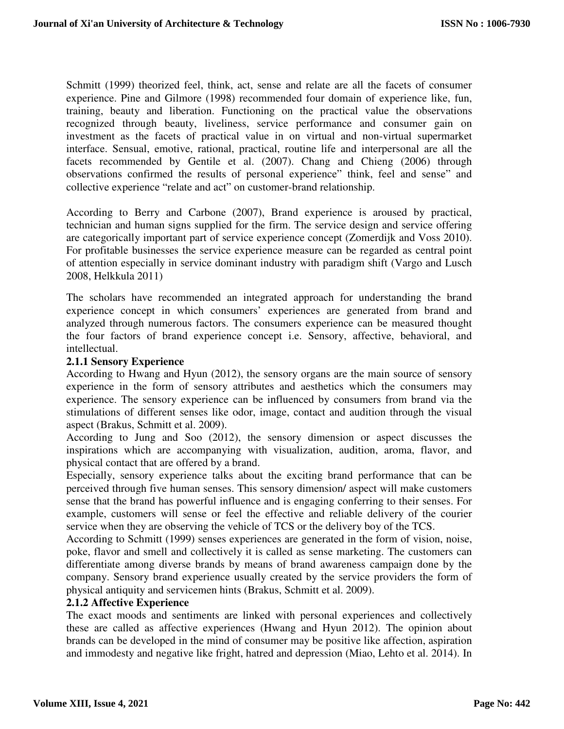Schmitt (1999) theorized feel, think, act, sense and relate are all the facets of consumer experience. Pine and Gilmore (1998) recommended four domain of experience like, fun, training, beauty and liberation. Functioning on the practical value the observations recognized through beauty, liveliness, service performance and consumer gain on investment as the facets of practical value in on virtual and non-virtual supermarket interface. Sensual, emotive, rational, practical, routine life and interpersonal are all the facets recommended by Gentile et al. (2007). Chang and Chieng (2006) through observations confirmed the results of personal experience" think, feel and sense" and collective experience "relate and act" on customer-brand relationship.

According to Berry and Carbone (2007), Brand experience is aroused by practical, technician and human signs supplied for the firm. The service design and service offering are categorically important part of service experience concept (Zomerdijk and Voss 2010). For profitable businesses the service experience measure can be regarded as central point of attention especially in service dominant industry with paradigm shift (Vargo and Lusch 2008, Helkkula 2011)

The scholars have recommended an integrated approach for understanding the brand experience concept in which consumers' experiences are generated from brand and analyzed through numerous factors. The consumers experience can be measured thought the four factors of brand experience concept i.e. Sensory, affective, behavioral, and intellectual.

### 2.1.1 Sensory Experience

According to Hwang and Hyun (2012), the sensory organs are the main source of sensory experience in the form of sensory attributes and aesthetics which the consumers may experience. The sensory experience can be influenced by consumers from brand via the stimulations of different senses like odor, image, contact and audition through the visual aspect (Brakus, Schmitt et al. 2009).

According to Jung and Soo (2012), the sensory dimension or aspect discusses the inspirations which are accompanying with visualization, audition, aroma, flavor, and physical contact that are offered by a brand.

Especially, sensory experience talks about the exciting brand performance that can be perceived through five human senses. This sensory dimension/ aspect will make customers sense that the brand has powerful influence and is engaging conferring to their senses. For example, customers will sense or feel the effective and reliable delivery of the courier service when they are observing the vehicle of TCS or the delivery boy of the TCS.

According to Schmitt (1999) senses experiences are generated in the form of vision, noise, poke, flavor and smell and collectively it is called as sense marketing. The customers can differentiate among diverse brands by means of brand awareness campaign done by the company. Sensory brand experience usually created by the service providers the form of physical antiquity and servicemen hints (Brakus, Schmitt et al. 2009).

### 2.1.2 Affective Experience

The exact moods and sentiments are linked with personal experiences and collectively these are called as affective experiences (Hwang and Hyun 2012). The opinion about brands can be developed in the mind of consumer may be positive like affection, aspiration and immodesty and negative like fright, hatred and depression (Miao, Lehto et al. 2014). In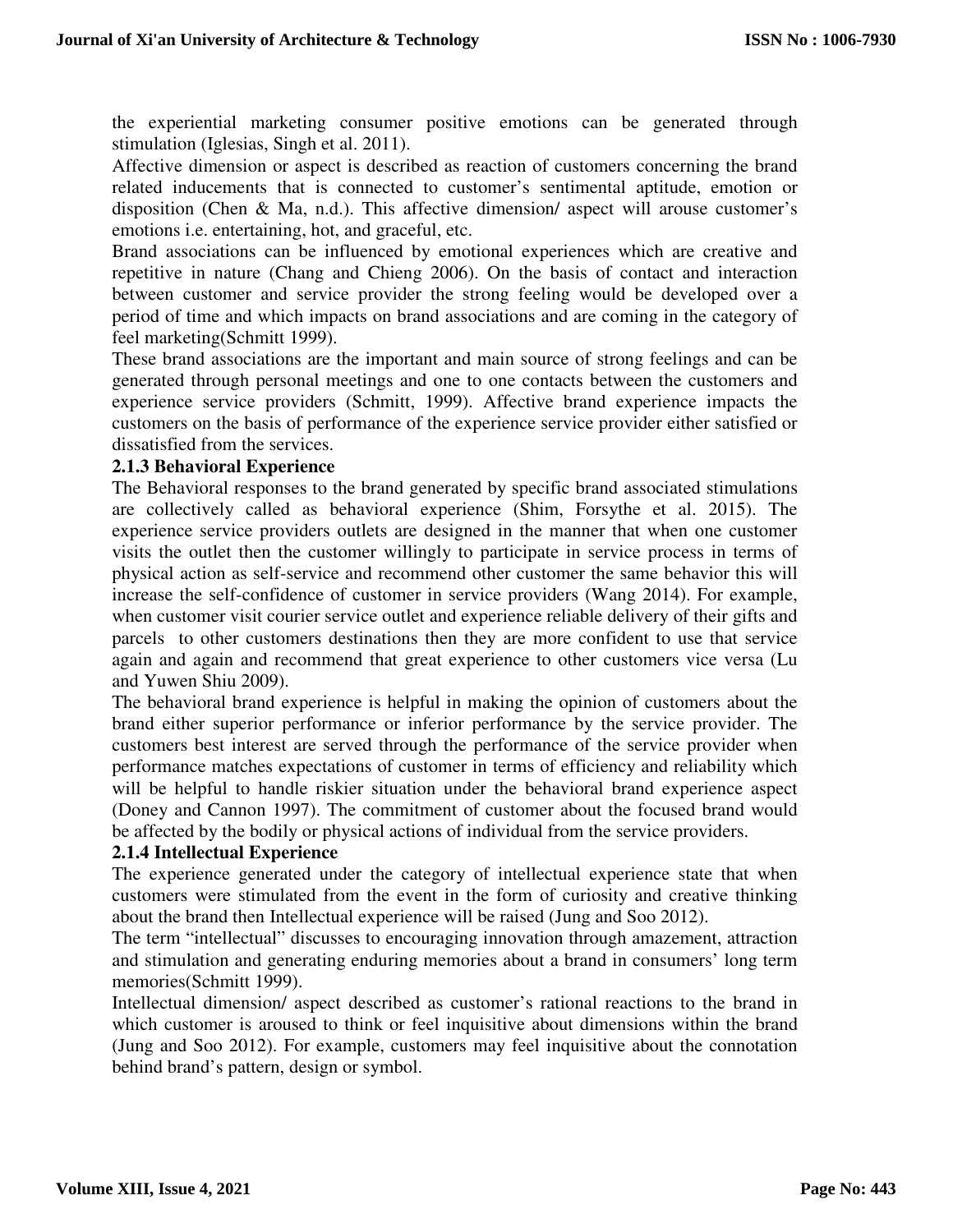the experiential marketing consumer positive emotions can be generated through stimulation (Iglesias, Singh et al. 2011).

Affective dimension or aspect is described as reaction of customers concerning the brand related inducements that is connected to customer's sentimental aptitude, emotion or disposition (Chen & Ma, n.d.). This affective dimension/ aspect will arouse customer's emotions i.e. entertaining, hot, and graceful, etc.

Brand associations can be influenced by emotional experiences which are creative and repetitive in nature (Chang and Chieng 2006). On the basis of contact and interaction between customer and service provider the strong feeling would be developed over a period of time and which impacts on brand associations and are coming in the category of feel marketing(Schmitt 1999).

These brand associations are the important and main source of strong feelings and can be generated through personal meetings and one to one contacts between the customers and experience service providers (Schmitt, 1999). Affective brand experience impacts the customers on the basis of performance of the experience service provider either satisfied or dissatisfied from the services.

### 2.1.3 Behavioral Experience

The Behavioral responses to the brand generated by specific brand associated stimulations are collectively called as behavioral experience (Shim, Forsythe et al. 2015). The experience service providers outlets are designed in the manner that when one customer visits the outlet then the customer willingly to participate in service process in terms of physical action as self-service and recommend other customer the same behavior this will increase the self-confidence of customer in service providers (Wang 2014). For example, when customer visit courier service outlet and experience reliable delivery of their gifts and parcels to other customers destinations then they are more confident to use that service again and again and recommend that great experience to other customers vice versa (Lu and Yuwen Shiu 2009).

The behavioral brand experience is helpful in making the opinion of customers about the brand either superior performance or inferior performance by the service provider. The customers best interest are served through the performance of the service provider when performance matches expectations of customer in terms of efficiency and reliability which will be helpful to handle riskier situation under the behavioral brand experience aspect (Doney and Cannon 1997). The commitment of customer about the focused brand would be affected by the bodily or physical actions of individual from the service providers.

### 2.1.4 Intellectual Experience

The experience generated under the category of intellectual experience state that when customers were stimulated from the event in the form of curiosity and creative thinking about the brand then Intellectual experience will be raised (Jung and Soo 2012).

The term "intellectual" discusses to encouraging innovation through amazement, attraction and stimulation and generating enduring memories about a brand in consumers' long term memories(Schmitt 1999).

Intellectual dimension/ aspect described as customer's rational reactions to the brand in which customer is aroused to think or feel inquisitive about dimensions within the brand (Jung and Soo 2012). For example, customers may feel inquisitive about the connotation behind brand's pattern, design or symbol.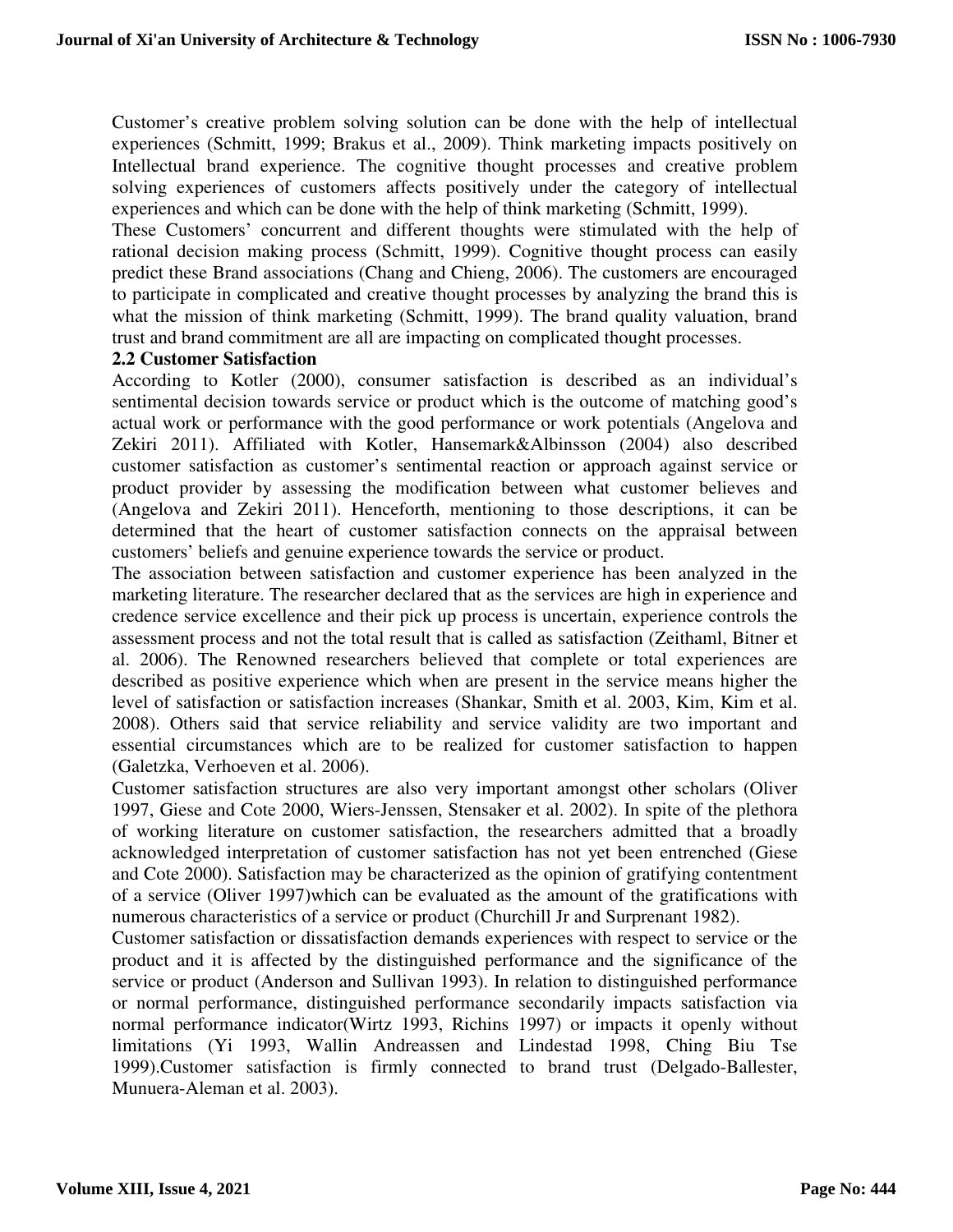Customer's creative problem solving solution can be done with the help of intellectual experiences (Schmitt, 1999; Brakus et al., 2009). Think marketing impacts positively on Intellectual brand experience. The cognitive thought processes and creative problem solving experiences of customers affects positively under the category of intellectual experiences and which can be done with the help of think marketing (Schmitt, 1999).

These Customers' concurrent and different thoughts were stimulated with the help of rational decision making process (Schmitt, 1999). Cognitive thought process can easily predict these Brand associations (Chang and Chieng, 2006). The customers are encouraged to participate in complicated and creative thought processes by analyzing the brand this is what the mission of think marketing (Schmitt, 1999). The brand quality valuation, brand trust and brand commitment are all are impacting on complicated thought processes.

**2.2 Customer Satisfaction**

According to Kotler (2000), consumer satisfaction is described as an individual's sentimental decision towards service or product which is the outcome of matching good's actual work or performance with the good performance or work potentials (Angelova and Zekiri 2011). Affiliated with Kotler, Hansemark&Albinsson (2004) also described customer satisfaction as customer's sentimental reaction or approach against service or product provider by assessing the modification between what customer believes and (Angelova and Zekiri 2011). Henceforth, mentioning to those descriptions, it can be determined that the heart of customer satisfaction connects on the appraisal between customers' beliefs and genuine experience towards the service or product.

The association between satisfaction and customer experience has been analyzed in the marketing literature. The researcher declared that as the services are high in experience and credence service excellence and their pick up process is uncertain, experience controls the assessment process and not the total result that is called as satisfaction (Zeithaml, Bitner et al. 2006). The Renowned researchers believed that complete or total experiences are described as positive experience which when are present in the service means higher the level of satisfaction or satisfaction increases (Shankar, Smith et al. 2003, Kim, Kim et al. 2008). Others said that service reliability and service validity are two important and essential circumstances which are to be realized for customer satisfaction to happen (Galetzka, Verhoeven et al. 2006).

Customer satisfaction structures are also very important amongst other scholars (Oliver 1997, Giese and Cote 2000, Wiers-Jenssen, Stensaker et al. 2002). In spite of the plethora of working literature on customer satisfaction, the researchers admitted that a broadly acknowledged interpretation of customer satisfaction has not yet been entrenched (Giese and Cote 2000). Satisfaction may be characterized as the opinion of gratifying contentment of a service (Oliver 1997)which can be evaluated as the amount of the gratifications with numerous characteristics of a service or product (Churchill Jr and Surprenant 1982).

Customer satisfaction or dissatisfaction demands experiences with respect to service or the product and it is affected by the distinguished performance and the significance of the service or product (Anderson and Sullivan 1993). In relation to distinguished performance or normal performance, distinguished performance secondarily impacts satisfaction via normal performance indicator(Wirtz 1993, Richins 1997) or impacts it openly without limitations (Yi 1993, Wallin Andreassen and Lindestad 1998, Ching Biu Tse 1999).Customer satisfaction is firmly connected to brand trust (Delgado-Ballester, Munuera-Aleman et al. 2003).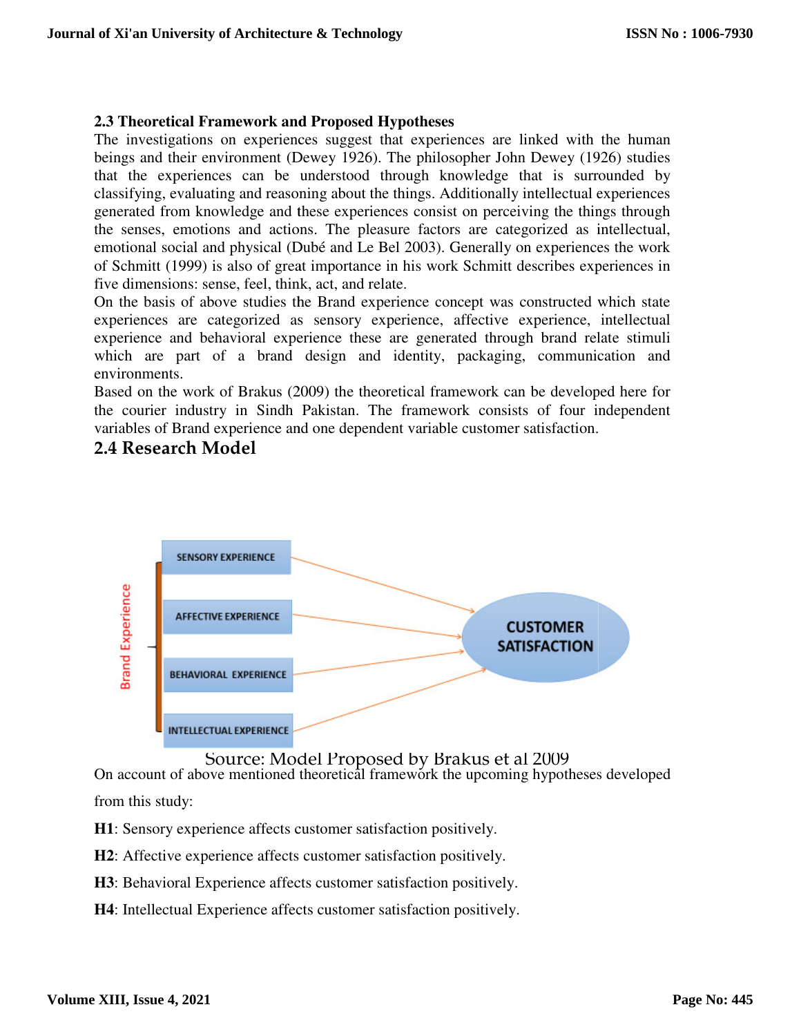### 2.3 Theoretical Framework and Proposed Hypotheses

The investigations on experiences suggest that experiences are linked with the human beings and their environment (Dewey 1926). The philosopher John Dewey (1926) studies that the experiences can be understood through knowledge that is surrounded by classifying, evaluating and reasoning about the things. Additionally intellectual experiences generated from knowledge and these experiences consist on perceiving the things through the senses, emotions and actions. The pleasure factors are categorized as intellectual, emotional social and physical (Dubé and Le Bel 2003). Generally on experiences the work of Schmitt (1999) is also of great importance in his work Schmitt describes experiences in five dimensions: sense, feel, think, act, and relate.

On the basis of above studies the Brand experience concept was constructed which state experiences are categorized as sensory experience, affective experience, intellectual experience and behavioral experience these are generated through brand relate stimuli which are part of a brand design and identity, packaging, communication and environments.

Based on the work of Brakus (2009) the theoretical framework can be developed here for the courier industry in Sindh Pakistan. The framework consists of four independent variables of Brand experience and one dependent variable customer satisfaction.

### 2.4 Research Model

Brand Experience

SENSORY EXPERIENCE

AFFECTIVE EXPERIENCE

BEHAVIORAL EXPERIENCE

INTELLECTUAL EXPERIENCE

CUSTOMER SATISFACTION

Source: Model Proposed by Brakus et al 2009

On account of above mentioned theoretical framework the upcoming hypotheses developed from this study:

**H1**: Sensory experience affects customer satisfaction positively.

**H2**: Affective experience affects customer satisfaction positively.

**H3**: Behavioral Experience affects customer satisfaction positively.

**H4**: Intellectual Experience affects customer satisfaction positively.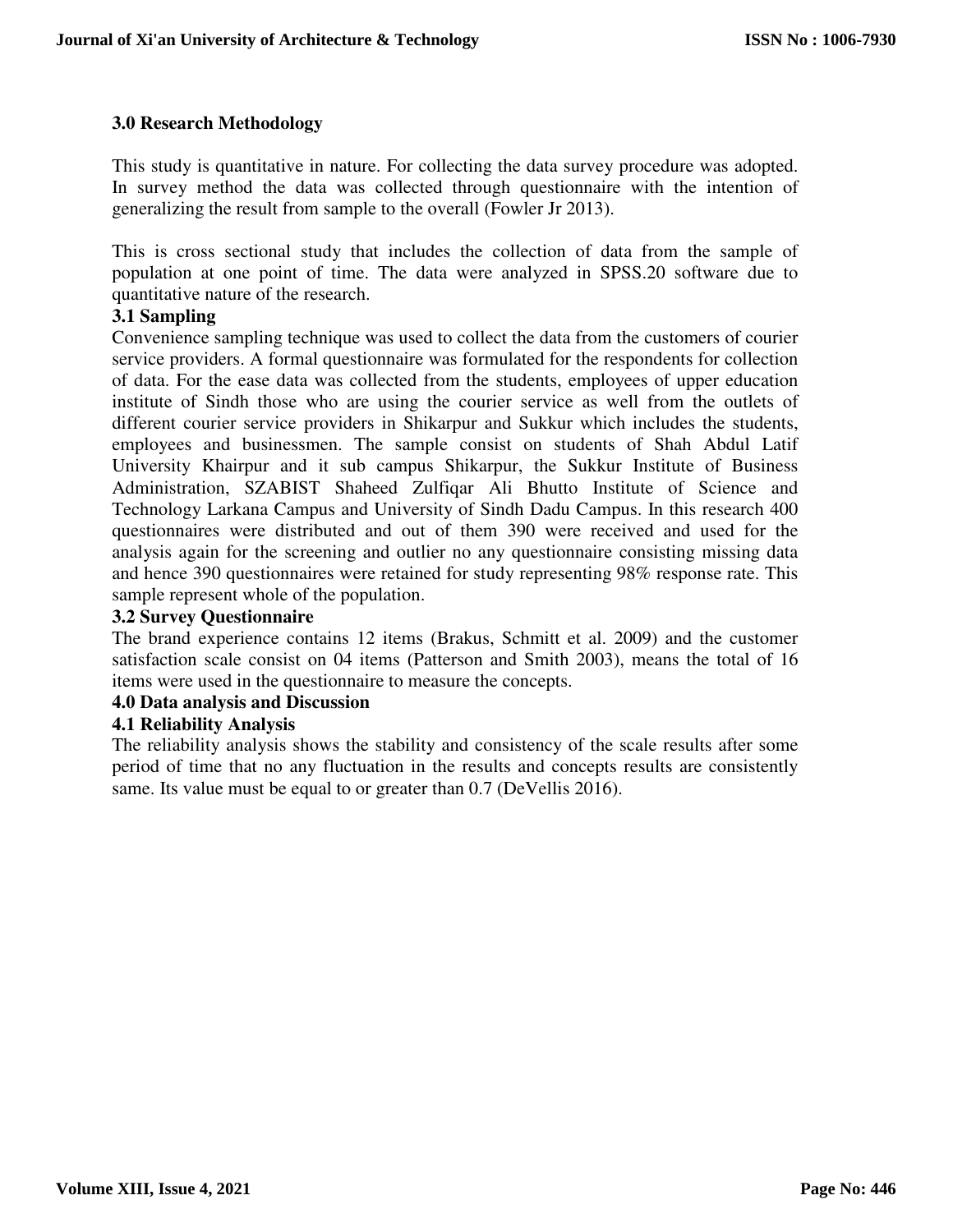## 3.0 Research Methodology

This study is quantitative in nature. For collecting the data survey procedure was adopted. In survey method the data was collected through questionnaire with the intention of generalizing the result from sample to the overall (Fowler Jr 2013).

This is cross sectional study that includes the collection of data from the sample of population at one point of time. The data were analyzed in SPSS.20 software due to quantitative nature of the research.

### 3.1 Sampling

Convenience sampling technique was used to collect the data from the customers of courier service providers. A formal questionnaire was formulated for the respondents for collection of data. For the ease data was collected from the students, employees of upper education institute of Sindh those who are using the courier service as well from the outlets of different courier service providers in Shikarpur and Sukkur which includes the students, employees and businessmen. The sample consist on students of Shah Abdul Latif University Khairpur and it sub campus Shikarpur, the Sukkur Institute of Business Administration, SZABIST Shaheed Zulfiqar Ali Bhutto Institute of Science and Technology Larkana Campus and University of Sindh Dadu Campus. In this research 400 questionnaires were distributed and out of them 390 were received and used for the analysis again for the screening and outlier no any questionnaire consisting missing data and hence 390 questionnaires were retained for study representing 98% response rate. This sample represent whole of the population.

### 3.2 Survey Questionnaire

The brand experience contains 12 items (Brakus, Schmitt et al. 2009) and the customer satisfaction scale consist on 04 items (Patterson and Smith 2003), means the total of 16 items were used in the questionnaire to measure the concepts.

## 4.0 Data analysis and Discussion

### 4.1 Reliability Analysis

The reliability analysis shows the stability and consistency of the scale results after some period of time that no any fluctuation in the results and concepts results are consistently same. Its value must be equal to or greater than 0.7 (DeVellis 2016).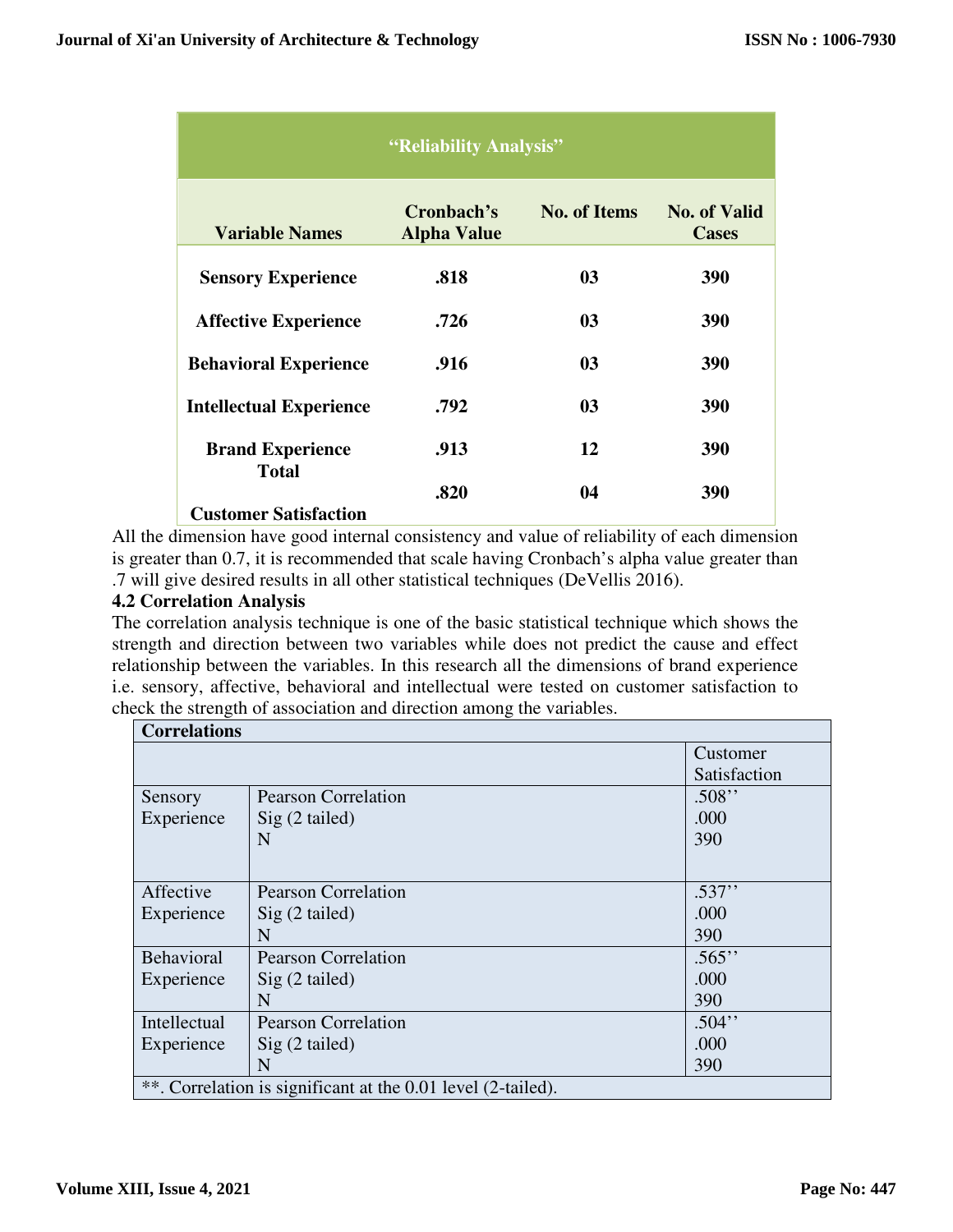| "Reliability Analysis" | | | |
|---|---|---|---|
| **Variable Names** | **Cronbach's Alpha Value** | **No. of Items** | **No. of Valid Cases** |
| **Sensory Experience** | **.818** | **03** | **390** |
| **Affective Experience** | **.726** | **03** | **390** |
| **Behavioral Experience** | **.916** | **03** | **390** |
| **Intellectual Experience** | **.792** | **03** | **390** |
| **Brand Experience Total** | **.913** | **12** | **390** |
| **Customer Satisfaction** | **.820** | **04** | **390** |

All the dimension have good internal consistency and value of reliability of each dimension is greater than 0.7, it is recommended that scale having Cronbach's alpha value greater than .7 will give desired results in all other statistical techniques (DeVellis 2016).

### 4.2 Correlation Analysis

The correlation analysis technique is one of the basic statistical technique which shows the strength and direction between two variables while does not predict the cause and effect relationship between the variables. In this research all the dimensions of brand experience i.e. sensory, affective, behavioral and intellectual were tested on customer satisfaction to check the strength of association and direction among the variables.

| **Correlations** | | |
|---|---|---|
| | | Customer Satisfaction |
| Sensory Experience | Pearson Correlation<br>Sig (2 tailed)<br>N | .508''<br>.000<br>390 |
| Affective Experience | Pearson Correlation<br>Sig (2 tailed)<br>N | .537''<br>.000<br>390 |
| Behavioral Experience | Pearson Correlation<br>Sig (2 tailed)<br>N | .565''<br>.000<br>390 |
| Intellectual Experience | Pearson Correlation<br>Sig (2 tailed)<br>N | .504''<br>.000<br>390 |
| **. Correlation is significant at the 0.01 level (2-tailed). | | |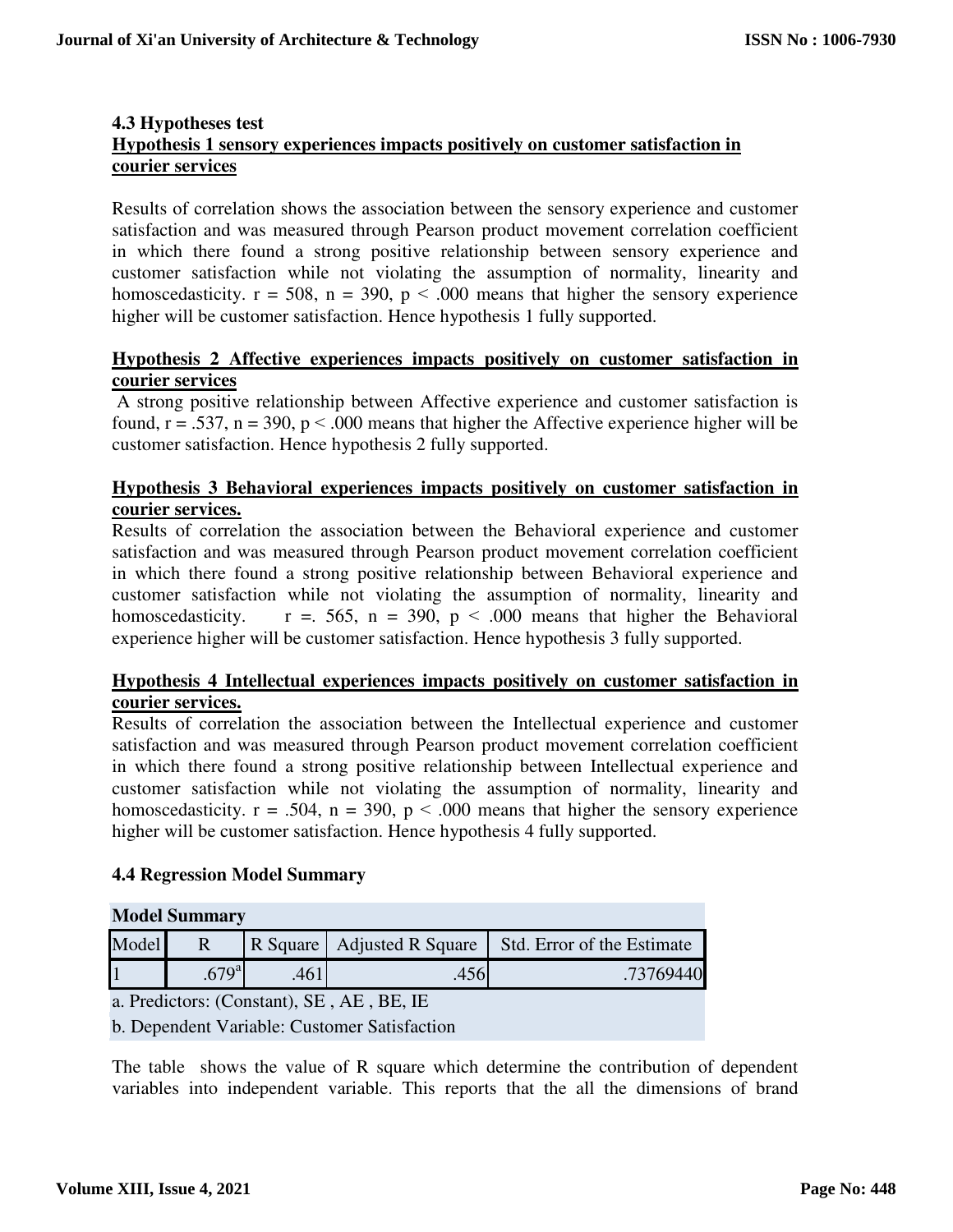### 4.3 Hypotheses test

**Hypothesis 1 sensory experiences impacts positively on customer satisfaction in courier services**

Results of correlation shows the association between the sensory experience and customer satisfaction and was measured through Pearson product movement correlation coefficient in which there found a strong positive relationship between sensory experience and customer satisfaction while not violating the assumption of normality, linearity and homoscedasticity. $r = 508$, $n = 390$, $p < .000$ means that higher the sensory experience higher will be customer satisfaction. Hence hypothesis 1 fully supported.

**Hypothesis 2 Affective experiences impacts positively on customer satisfaction in courier services**

A strong positive relationship between Affective experience and customer satisfaction is found, $r = .537$, $n = 390$, $p < .000$ means that higher the Affective experience higher will be customer satisfaction. Hence hypothesis 2 fully supported.

**Hypothesis 3 Behavioral experiences impacts positively on customer satisfaction in courier services.**

Results of correlation the association between the Behavioral experience and customer satisfaction and was measured through Pearson product movement correlation coefficient in which there found a strong positive relationship between Behavioral experience and customer satisfaction while not violating the assumption of normality, linearity and homoscedasticity. $r =. 565$, $n = 390$, $p < .000$ means that higher the Behavioral experience higher will be customer satisfaction. Hence hypothesis 3 fully supported.

**Hypothesis 4 Intellectual experiences impacts positively on customer satisfaction in courier services.**

Results of correlation the association between the Intellectual experience and customer satisfaction and was measured through Pearson product movement correlation coefficient in which there found a strong positive relationship between Intellectual experience and customer satisfaction while not violating the assumption of normality, linearity and homoscedasticity. $r = .504$, $n = 390$, $p < .000$ means that higher the sensory experience higher will be customer satisfaction. Hence hypothesis 4 fully supported.

### 4.4 Regression Model Summary

**Model Summary**

| Model | R | R Square | Adjusted R Square | Std. Error of the Estimate |
|---|---|---|---|---|
| 1 | .679[a] | .461 | .456 | .73769440 |

a. Predictors: (Constant), SE , AE , BE, IE

b. Dependent Variable: Customer Satisfaction

The table shows the value of R square which determine the contribution of dependent variables into independent variable. This reports that the all the dimensions of brand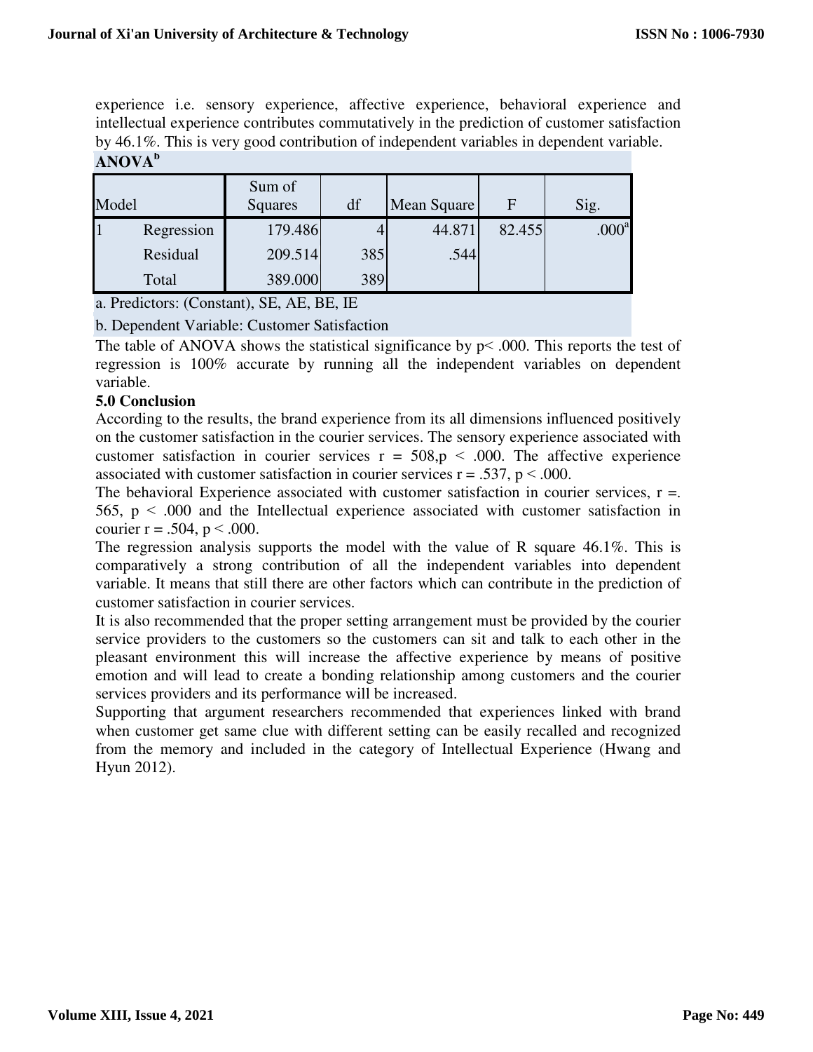experience i.e. sensory experience, affective experience, behavioral experience and intellectual experience contributes commutatively in the prediction of customer satisfaction by 46.1%. This is very good contribution of independent variables in dependent variable.

**ANOVA[b]**

| Model | | Sum of Squares | df | Mean Square | F | Sig. |
|---|---|---|---|---|---|---|
| 1 | Regression | 179.486 | 4 | 44.871 | 82.455 | .000[a] |
| | Residual | 209.514 | 385 | .544 | | |
| | Total | 389.000 | 389 | | | |

a. Predictors: (Constant), SE, AE, BE, IE

b. Dependent Variable: Customer Satisfaction

The table of ANOVA shows the statistical significance by $p< .000$. This reports the test of regression is 100% accurate by running all the independent variables on dependent variable.

### 5.0 Conclusion

According to the results, the brand experience from its all dimensions influenced positively on the customer satisfaction in the courier services. The sensory experience associated with customer satisfaction in courier services $r = 508, p < .000$. The affective experience associated with customer satisfaction in courier services $r = .537$, $p < .000$.

The behavioral Experience associated with customer satisfaction in courier services, $r =. 565$, $p < .000$ and the Intellectual experience associated with customer satisfaction in courier $r = .504$, $p < .000$.

The regression analysis supports the model with the value of R square 46.1%. This is comparatively a strong contribution of all the independent variables into dependent variable. It means that still there are other factors which can contribute in the prediction of customer satisfaction in courier services.

It is also recommended that the proper setting arrangement must be provided by the courier service providers to the customers so the customers can sit and talk to each other in the pleasant environment this will increase the affective experience by means of positive emotion and will lead to create a bonding relationship among customers and the courier services providers and its performance will be increased.

Supporting that argument researchers recommended that experiences linked with brand when customer get same clue with different setting can be easily recalled and recognized from the memory and included in the category of Intellectual Experience (Hwang and Hyun 2012).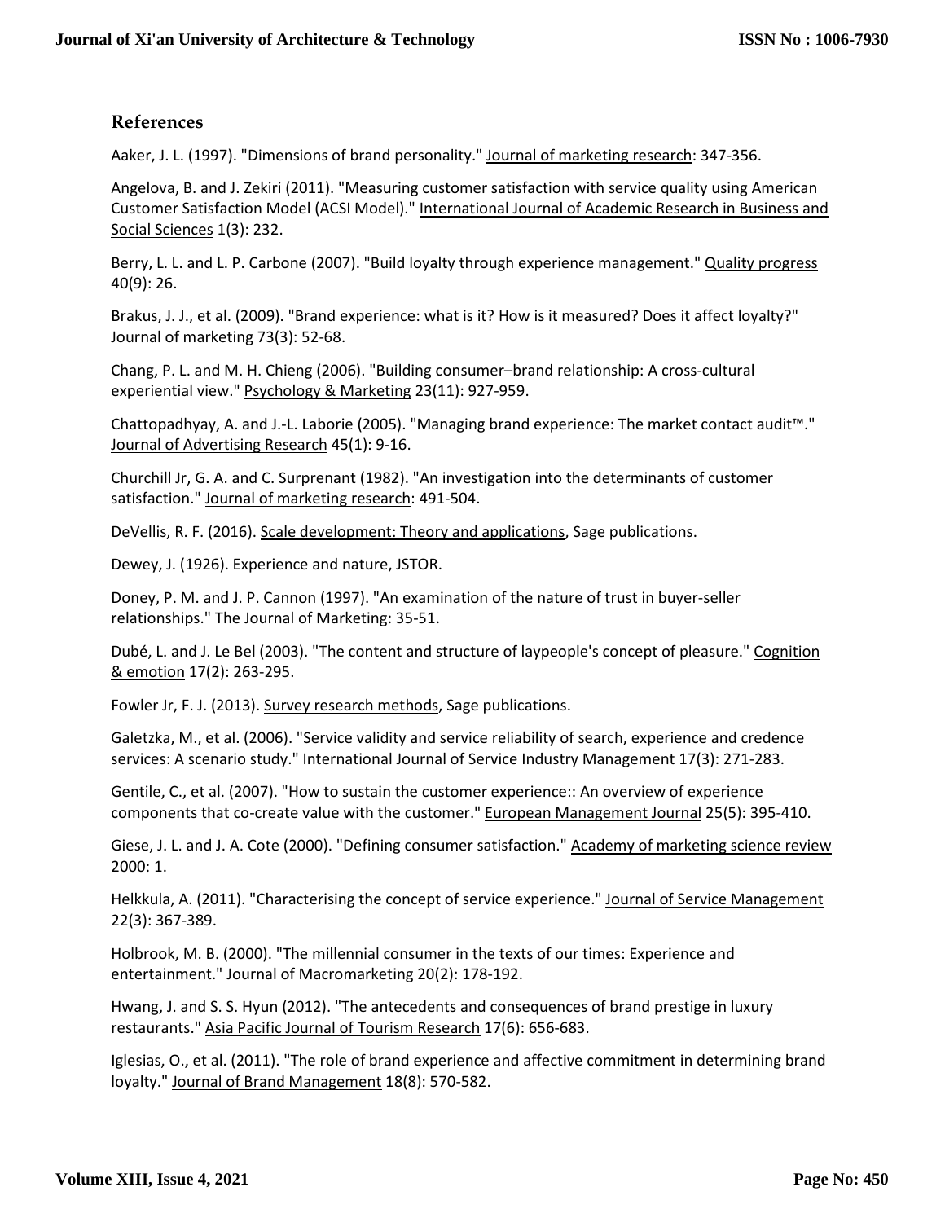## References

Aaker, J. L. (1997). "Dimensions of brand personality." Journal of marketing research: 347-356.

Angelova, B. and J. Zekiri (2011). "Measuring customer satisfaction with service quality using American Customer Satisfaction Model (ACSI Model)." International Journal of Academic Research in Business and Social Sciences 1(3): 232.

Berry, L. L. and L. P. Carbone (2007). "Build loyalty through experience management." Quality progress 40(9): 26.

Brakus, J. J., et al. (2009). "Brand experience: what is it? How is it measured? Does it affect loyalty?" Journal of marketing 73(3): 52-68.

Chang, P. L. and M. H. Chieng (2006). "Building consumer–brand relationship: A cross-cultural experiential view." Psychology & Marketing 23(11): 927-959.

Chattopadhyay, A. and J.-L. Laborie (2005). "Managing brand experience: The market contact audit™." Journal of Advertising Research 45(1): 9-16.

Churchill Jr, G. A. and C. Surprenant (1982). "An investigation into the determinants of customer satisfaction." Journal of marketing research: 491-504.

DeVellis, R. F. (2016). Scale development: Theory and applications, Sage publications.

Dewey, J. (1926). Experience and nature, JSTOR.

Doney, P. M. and J. P. Cannon (1997). "An examination of the nature of trust in buyer-seller relationships." The Journal of Marketing: 35-51.

Dubé, L. and J. Le Bel (2003). "The content and structure of laypeople's concept of pleasure." Cognition & emotion 17(2): 263-295.

Fowler Jr, F. J. (2013). Survey research methods, Sage publications.

Galetzka, M., et al. (2006). "Service validity and service reliability of search, experience and credence services: A scenario study." International Journal of Service Industry Management 17(3): 271-283.

Gentile, C., et al. (2007). "How to sustain the customer experience:: An overview of experience components that co-create value with the customer." European Management Journal 25(5): 395-410.

Giese, J. L. and J. A. Cote (2000). "Defining consumer satisfaction." Academy of marketing science review 2000: 1.

Helkkula, A. (2011). "Characterising the concept of service experience." Journal of Service Management 22(3): 367-389.

Holbrook, M. B. (2000). "The millennial consumer in the texts of our times: Experience and entertainment." Journal of Macromarketing 20(2): 178-192.

Hwang, J. and S. S. Hyun (2012). "The antecedents and consequences of brand prestige in luxury restaurants." Asia Pacific Journal of Tourism Research 17(6): 656-683.

Iglesias, O., et al. (2011). "The role of brand experience and affective commitment in determining brand loyalty." Journal of Brand Management 18(8): 570-582.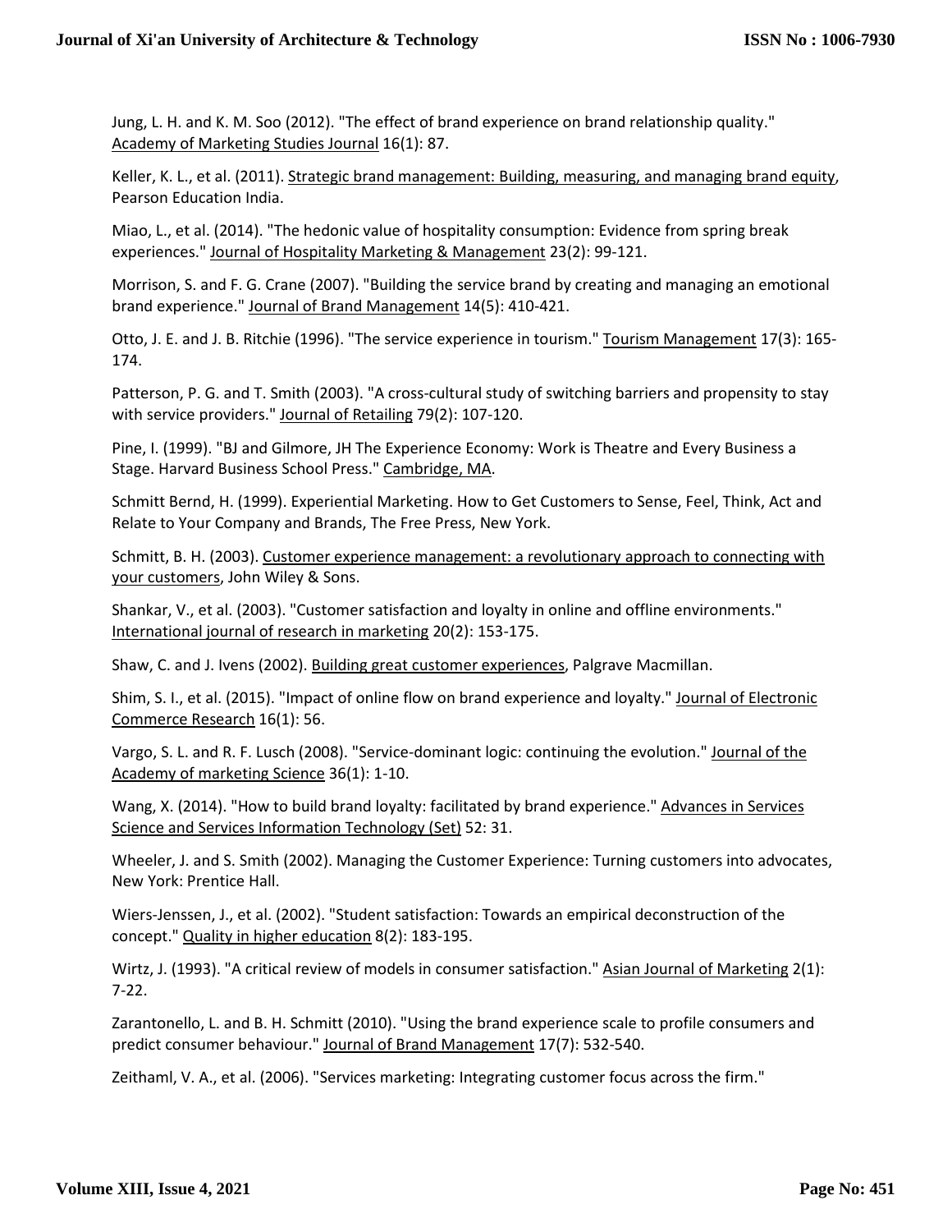Jung, L. H. and K. M. Soo (2012). "The effect of brand experience on brand relationship quality." Academy of Marketing Studies Journal 16(1): 87.

Keller, K. L., et al. (2011). Strategic brand management: Building, measuring, and managing brand equity, Pearson Education India.

Miao, L., et al. (2014). "The hedonic value of hospitality consumption: Evidence from spring break experiences." Journal of Hospitality Marketing & Management 23(2): 99-121.

Morrison, S. and F. G. Crane (2007). "Building the service brand by creating and managing an emotional brand experience." Journal of Brand Management 14(5): 410-421.

Otto, J. E. and J. B. Ritchie (1996). "The service experience in tourism." Tourism Management 17(3): 165-174.

Patterson, P. G. and T. Smith (2003). "A cross-cultural study of switching barriers and propensity to stay with service providers." Journal of Retailing 79(2): 107-120.

Pine, I. (1999). "BJ and Gilmore, JH The Experience Economy: Work is Theatre and Every Business a Stage. Harvard Business School Press." Cambridge, MA.

Schmitt Bernd, H. (1999). Experiential Marketing. How to Get Customers to Sense, Feel, Think, Act and Relate to Your Company and Brands, The Free Press, New York.

Schmitt, B. H. (2003). Customer experience management: a revolutionary approach to connecting with your customers, John Wiley & Sons.

Shankar, V., et al. (2003). "Customer satisfaction and loyalty in online and offline environments." International journal of research in marketing 20(2): 153-175.

Shaw, C. and J. Ivens (2002). Building great customer experiences, Palgrave Macmillan.

Shim, S. I., et al. (2015). "Impact of online flow on brand experience and loyalty." Journal of Electronic Commerce Research 16(1): 56.

Vargo, S. L. and R. F. Lusch (2008). "Service-dominant logic: continuing the evolution." Journal of the Academy of marketing Science 36(1): 1-10.

Wang, X. (2014). "How to build brand loyalty: facilitated by brand experience." Advances in Services Science and Services Information Technology (Set) 52: 31.

Wheeler, J. and S. Smith (2002). Managing the Customer Experience: Turning customers into advocates, New York: Prentice Hall.

Wiers-Jenssen, J., et al. (2002). "Student satisfaction: Towards an empirical deconstruction of the concept." Quality in higher education 8(2): 183-195.

Wirtz, J. (1993). "A critical review of models in consumer satisfaction." Asian Journal of Marketing 2(1): 7-22.

Zarantonello, L. and B. H. Schmitt (2010). "Using the brand experience scale to profile consumers and predict consumer behaviour." Journal of Brand Management 17(7): 532-540.

Zeithaml, V. A., et al. (2006). "Services marketing: Integrating customer focus across the firm."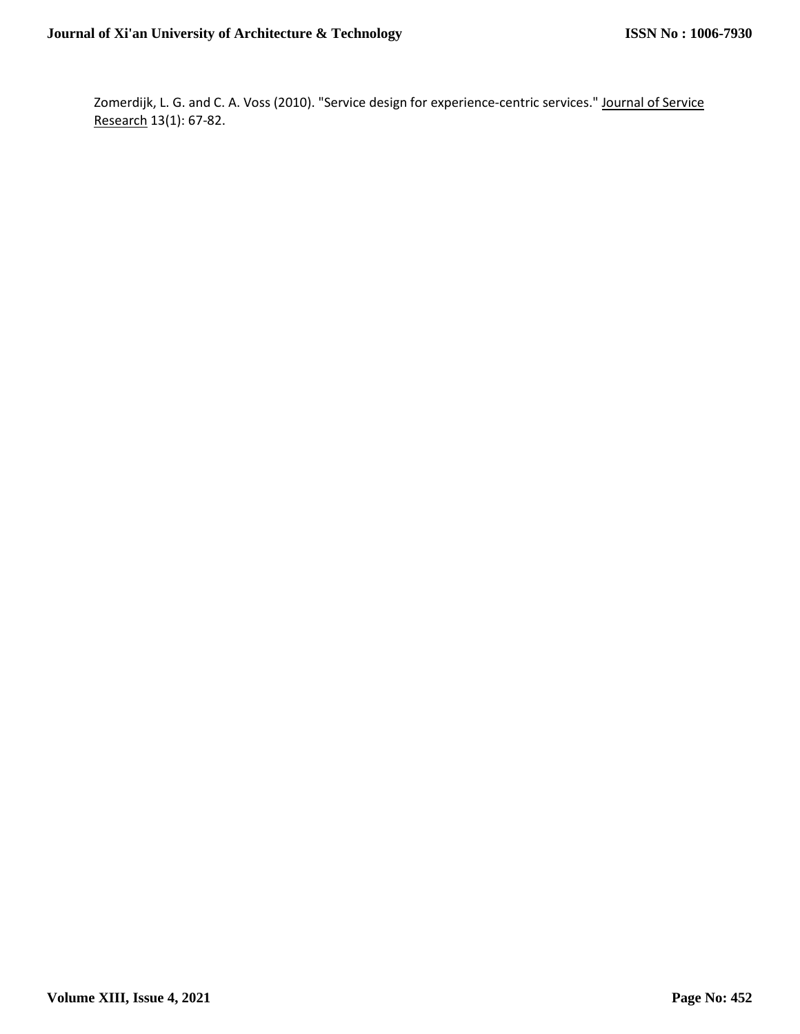Zomerdijk, L. G. and C. A. Voss (2010). "Service design for experience-centric services." Journal of Service Research 13(1): 67-82.